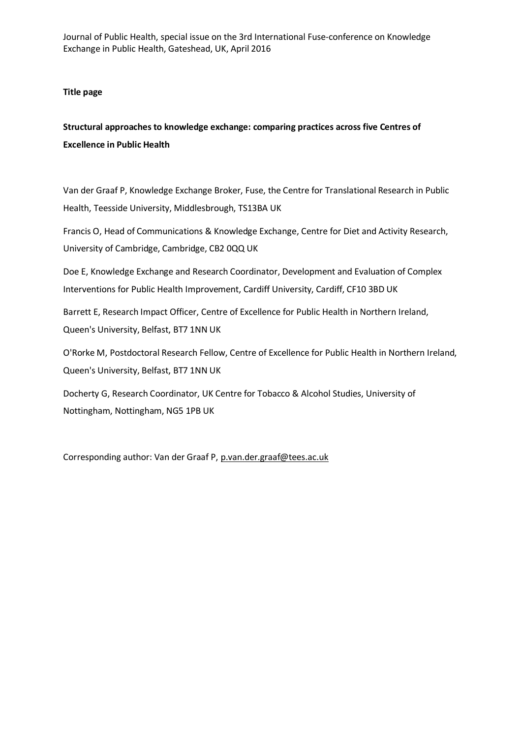Journal of Public Health, special issue on the 3rd International Fuse-conference on Knowledge Exchange in Public Health, Gateshead, UK, April 2016

**Title page**

# Structural approaches to knowledge exchange: comparing practices across five Centres of Excellence in Public Health

Van der Graaf P, Knowledge Exchange Broker, Fuse, the Centre for Translational Research in Public Health, Teesside University, Middlesbrough, TS13BA UK

Francis O, Head of Communications & Knowledge Exchange, Centre for Diet and Activity Research, University of Cambridge, Cambridge, CB2 0QQ UK

Doe E, Knowledge Exchange and Research Coordinator, Development and Evaluation of Complex Interventions for Public Health Improvement, Cardiff University, Cardiff, CF10 3BD UK

Barrett E, Research Impact Officer, Centre of Excellence for Public Health in Northern Ireland, Queen's University, Belfast, BT7 1NN UK

O'Rorke M, Postdoctoral Research Fellow, Centre of Excellence for Public Health in Northern Ireland, Queen's University, Belfast, BT7 1NN UK

Docherty G, Research Coordinator, UK Centre for Tobacco & Alcohol Studies, University of Nottingham, Nottingham, NG5 1PB UK

Corresponding author: Van der Graaf P, p.van.der.graaf@tees.ac.uk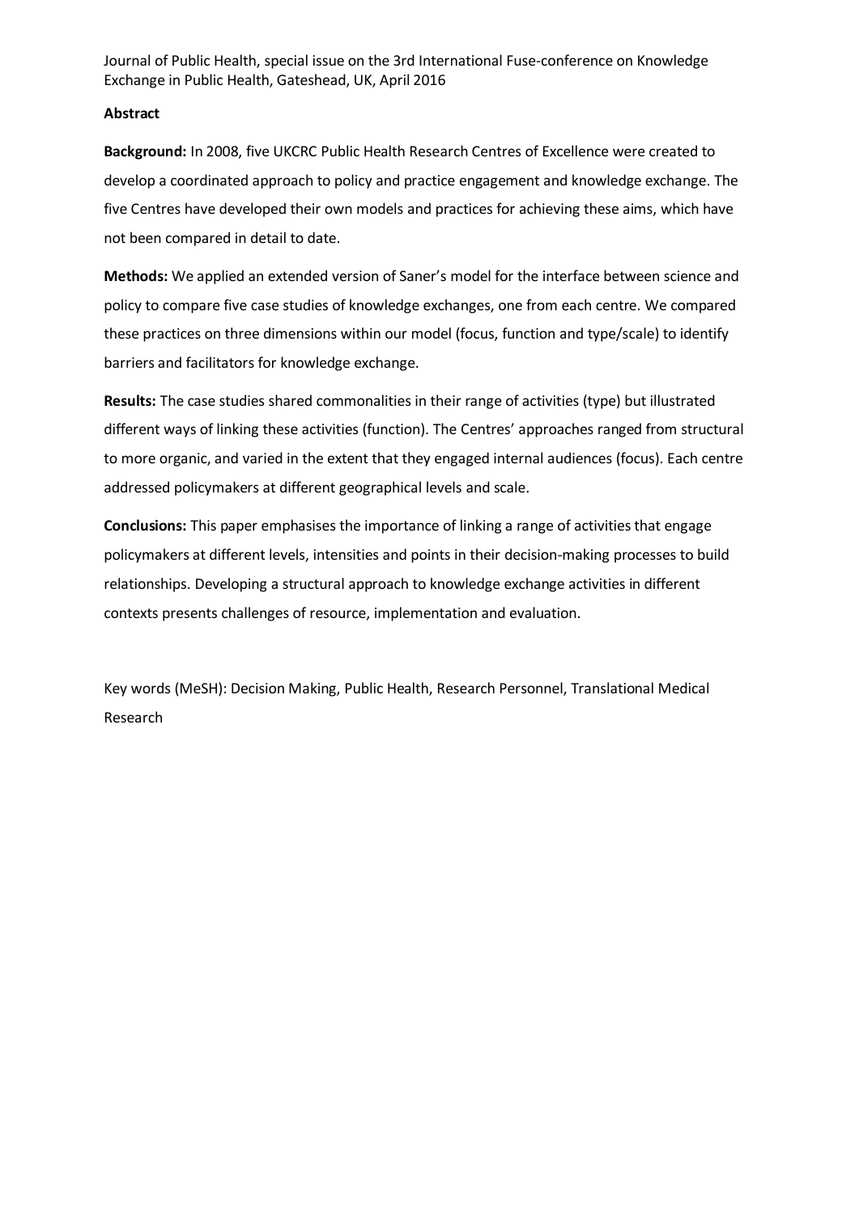Journal of Public Health, special issue on the 3rd International Fuse-conference on Knowledge Exchange in Public Health, Gateshead, UK, April 2016

**Abstract**

**Background:** In 2008, five UKCRC Public Health Research Centres of Excellence were created to develop a coordinated approach to policy and practice engagement and knowledge exchange. The five Centres have developed their own models and practices for achieving these aims, which have not been compared in detail to date.

**Methods:** We applied an extended version of Saner's model for the interface between science and policy to compare five case studies of knowledge exchanges, one from each centre. We compared these practices on three dimensions within our model (focus, function and type/scale) to identify barriers and facilitators for knowledge exchange.

**Results:** The case studies shared commonalities in their range of activities (type) but illustrated different ways of linking these activities (function). The Centres' approaches ranged from structural to more organic, and varied in the extent that they engaged internal audiences (focus). Each centre addressed policymakers at different geographical levels and scale.

**Conclusions:** This paper emphasises the importance of linking a range of activities that engage policymakers at different levels, intensities and points in their decision-making processes to build relationships. Developing a structural approach to knowledge exchange activities in different contexts presents challenges of resource, implementation and evaluation.

Key words (MeSH): Decision Making, Public Health, Research Personnel, Translational Medical Research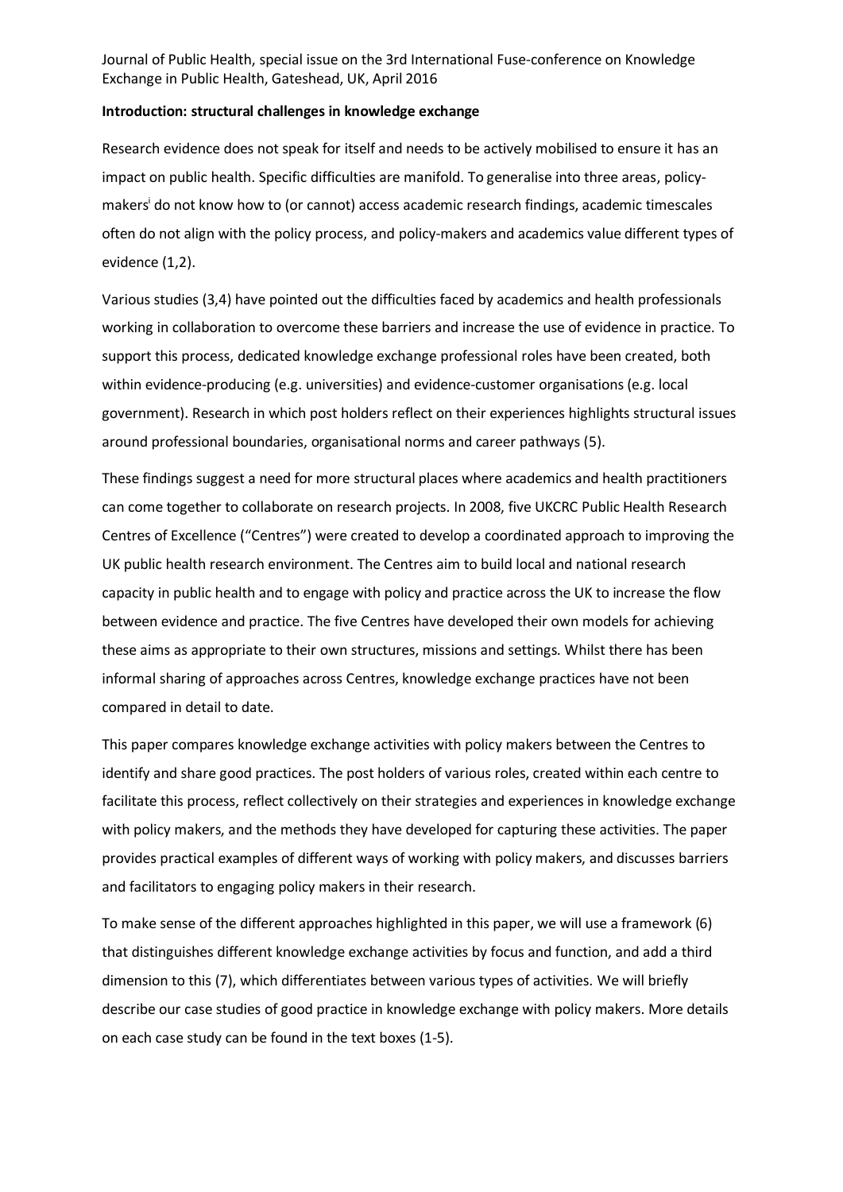**Introduction: structural challenges in knowledge exchange**

Research evidence does not speak for itself and needs to be actively mobilised to ensure it has an impact on public health. Specific difficulties are manifold. To generalise into three areas, policy-makers[i] do not know how to (or cannot) access academic research findings, academic timescales often do not align with the policy process, and policy-makers and academics value different types of evidence (1,2).

Various studies (3,4) have pointed out the difficulties faced by academics and health professionals working in collaboration to overcome these barriers and increase the use of evidence in practice. To support this process, dedicated knowledge exchange professional roles have been created, both within evidence-producing (e.g. universities) and evidence-customer organisations (e.g. local government). Research in which post holders reflect on their experiences highlights structural issues around professional boundaries, organisational norms and career pathways (5).

These findings suggest a need for more structural places where academics and health practitioners can come together to collaborate on research projects. In 2008, five UKCRC Public Health Research Centres of Excellence ("Centres") were created to develop a coordinated approach to improving the UK public health research environment. The Centres aim to build local and national research capacity in public health and to engage with policy and practice across the UK to increase the flow between evidence and practice. The five Centres have developed their own models for achieving these aims as appropriate to their own structures, missions and settings. Whilst there has been informal sharing of approaches across Centres, knowledge exchange practices have not been compared in detail to date.

This paper compares knowledge exchange activities with policy makers between the Centres to identify and share good practices. The post holders of various roles, created within each centre to facilitate this process, reflect collectively on their strategies and experiences in knowledge exchange with policy makers, and the methods they have developed for capturing these activities. The paper provides practical examples of different ways of working with policy makers, and discusses barriers and facilitators to engaging policy makers in their research.

To make sense of the different approaches highlighted in this paper, we will use a framework (6) that distinguishes different knowledge exchange activities by focus and function, and add a third dimension to this (7), which differentiates between various types of activities. We will briefly describe our case studies of good practice in knowledge exchange with policy makers. More details on each case study can be found in the text boxes (1-5).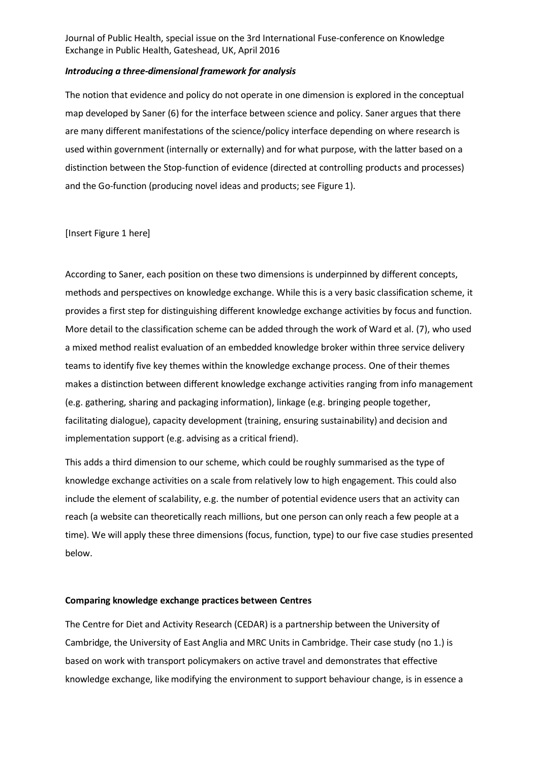***Introducing a three-dimensional framework for analysis***

The notion that evidence and policy do not operate in one dimension is explored in the conceptual map developed by Saner (6) for the interface between science and policy. Saner argues that there are many different manifestations of the science/policy interface depending on where research is used within government (internally or externally) and for what purpose, with the latter based on a distinction between the Stop-function of evidence (directed at controlling products and processes) and the Go-function (producing novel ideas and products; see Figure 1).

[Insert Figure 1 here]

According to Saner, each position on these two dimensions is underpinned by different concepts, methods and perspectives on knowledge exchange. While this is a very basic classification scheme, it provides a first step for distinguishing different knowledge exchange activities by focus and function. More detail to the classification scheme can be added through the work of Ward et al. (7), who used a mixed method realist evaluation of an embedded knowledge broker within three service delivery teams to identify five key themes within the knowledge exchange process. One of their themes makes a distinction between different knowledge exchange activities ranging from info management (e.g. gathering, sharing and packaging information), linkage (e.g. bringing people together, facilitating dialogue), capacity development (training, ensuring sustainability) and decision and implementation support (e.g. advising as a critical friend).

This adds a third dimension to our scheme, which could be roughly summarised as the type of knowledge exchange activities on a scale from relatively low to high engagement. This could also include the element of scalability, e.g. the number of potential evidence users that an activity can reach (a website can theoretically reach millions, but one person can only reach a few people at a time). We will apply these three dimensions (focus, function, type) to our five case studies presented below.

**Comparing knowledge exchange practices between Centres**

The Centre for Diet and Activity Research (CEDAR) is a partnership between the University of Cambridge, the University of East Anglia and MRC Units in Cambridge. Their case study (no 1.) is based on work with transport policymakers on active travel and demonstrates that effective knowledge exchange, like modifying the environment to support behaviour change, is in essence a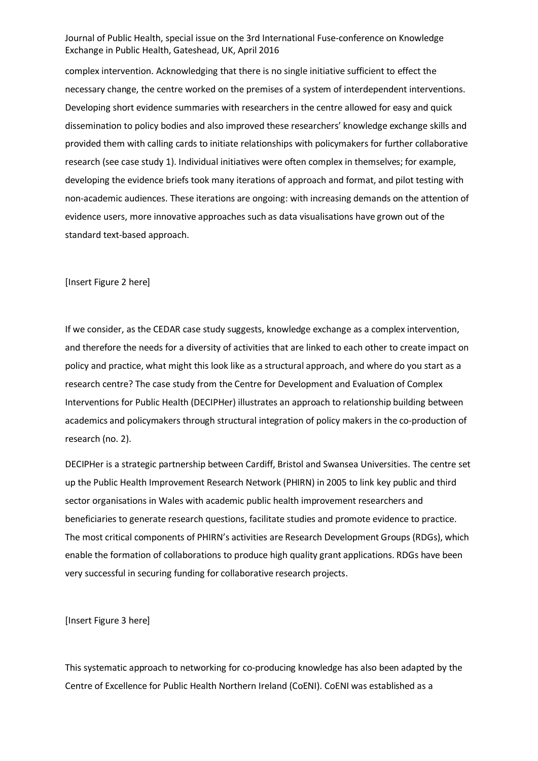complex intervention. Acknowledging that there is no single initiative sufficient to effect the necessary change, the centre worked on the premises of a system of interdependent interventions. Developing short evidence summaries with researchers in the centre allowed for easy and quick dissemination to policy bodies and also improved these researchers' knowledge exchange skills and provided them with calling cards to initiate relationships with policymakers for further collaborative research (see case study 1). Individual initiatives were often complex in themselves; for example, developing the evidence briefs took many iterations of approach and format, and pilot testing with non-academic audiences. These iterations are ongoing: with increasing demands on the attention of evidence users, more innovative approaches such as data visualisations have grown out of the standard text-based approach.

[Insert Figure 2 here]

If we consider, as the CEDAR case study suggests, knowledge exchange as a complex intervention, and therefore the needs for a diversity of activities that are linked to each other to create impact on policy and practice, what might this look like as a structural approach, and where do you start as a research centre? The case study from the Centre for Development and Evaluation of Complex Interventions for Public Health (DECIPHer) illustrates an approach to relationship building between academics and policymakers through structural integration of policy makers in the co-production of research (no. 2).

DECIPHer is a strategic partnership between Cardiff, Bristol and Swansea Universities. The centre set up the Public Health Improvement Research Network (PHIRN) in 2005 to link key public and third sector organisations in Wales with academic public health improvement researchers and beneficiaries to generate research questions, facilitate studies and promote evidence to practice. The most critical components of PHIRN's activities are Research Development Groups (RDGs), which enable the formation of collaborations to produce high quality grant applications. RDGs have been very successful in securing funding for collaborative research projects.

[Insert Figure 3 here]

This systematic approach to networking for co-producing knowledge has also been adapted by the Centre of Excellence for Public Health Northern Ireland (CoENI). CoENI was established as a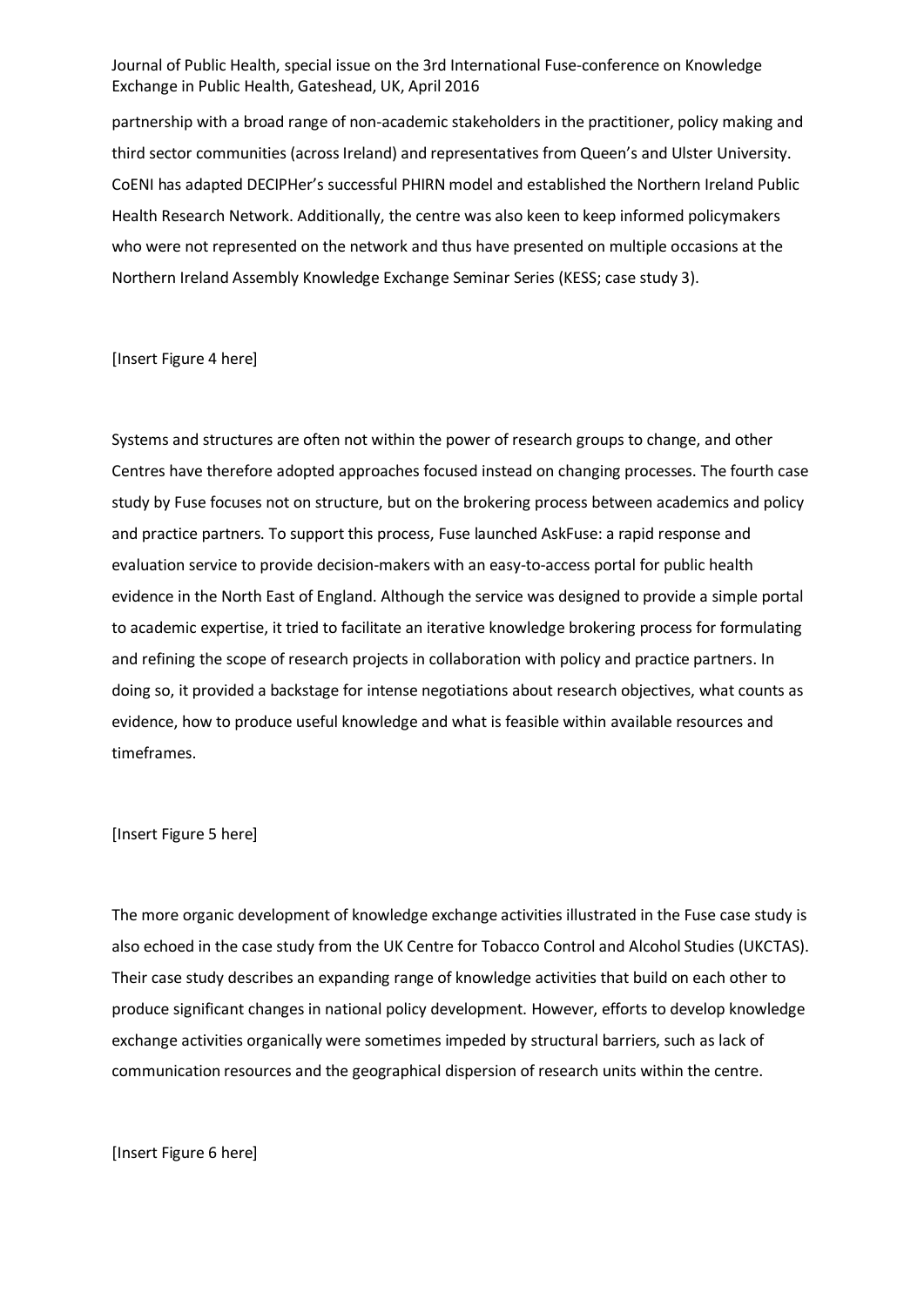partnership with a broad range of non-academic stakeholders in the practitioner, policy making and third sector communities (across Ireland) and representatives from Queen's and Ulster University. CoENI has adapted DECIPHer's successful PHIRN model and established the Northern Ireland Public Health Research Network. Additionally, the centre was also keen to keep informed policymakers who were not represented on the network and thus have presented on multiple occasions at the Northern Ireland Assembly Knowledge Exchange Seminar Series (KESS; case study 3).

[Insert Figure 4 here]

Systems and structures are often not within the power of research groups to change, and other Centres have therefore adopted approaches focused instead on changing processes. The fourth case study by Fuse focuses not on structure, but on the brokering process between academics and policy and practice partners. To support this process, Fuse launched AskFuse: a rapid response and evaluation service to provide decision-makers with an easy-to-access portal for public health evidence in the North East of England. Although the service was designed to provide a simple portal to academic expertise, it tried to facilitate an iterative knowledge brokering process for formulating and refining the scope of research projects in collaboration with policy and practice partners. In doing so, it provided a backstage for intense negotiations about research objectives, what counts as evidence, how to produce useful knowledge and what is feasible within available resources and timeframes.

[Insert Figure 5 here]

The more organic development of knowledge exchange activities illustrated in the Fuse case study is also echoed in the case study from the UK Centre for Tobacco Control and Alcohol Studies (UKCTAS). Their case study describes an expanding range of knowledge activities that build on each other to produce significant changes in national policy development. However, efforts to develop knowledge exchange activities organically were sometimes impeded by structural barriers, such as lack of communication resources and the geographical dispersion of research units within the centre.

[Insert Figure 6 here]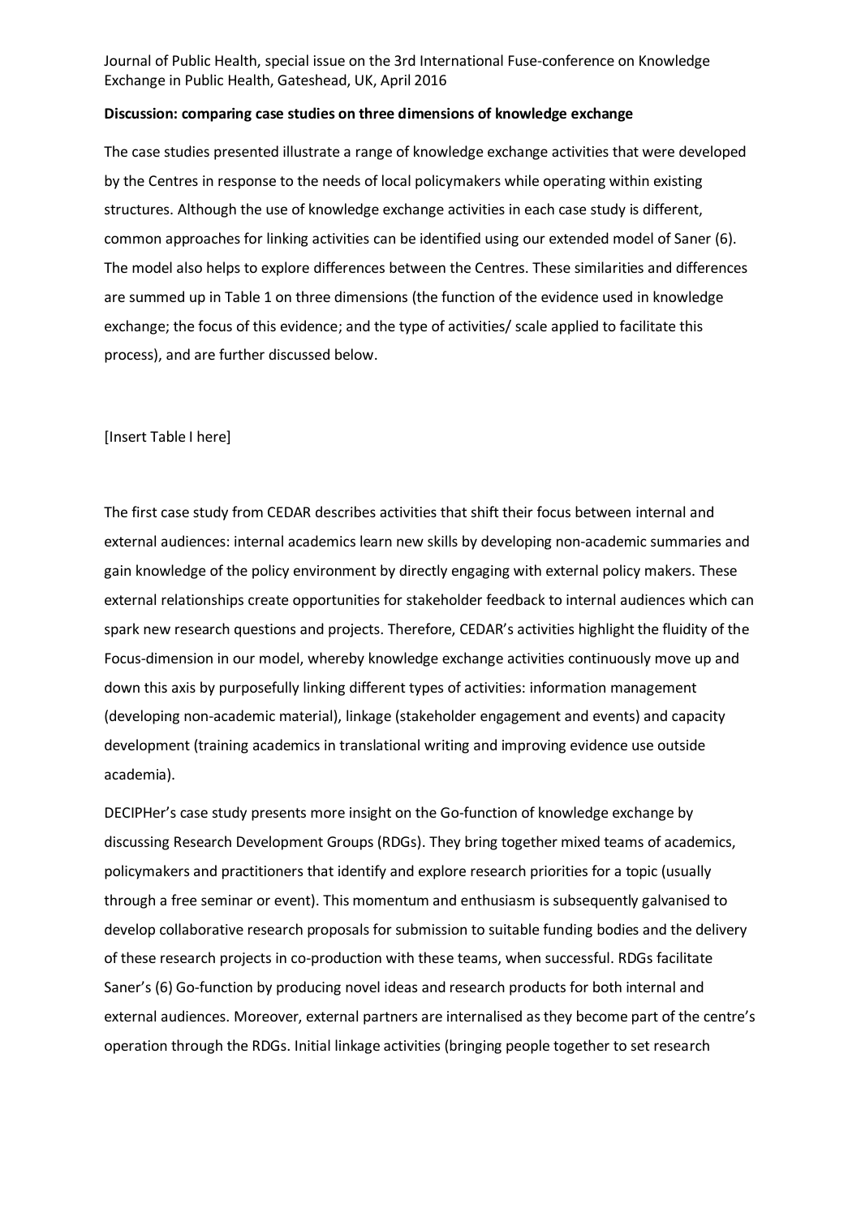**Discussion: comparing case studies on three dimensions of knowledge exchange**

The case studies presented illustrate a range of knowledge exchange activities that were developed by the Centres in response to the needs of local policymakers while operating within existing structures. Although the use of knowledge exchange activities in each case study is different, common approaches for linking activities can be identified using our extended model of Saner (6). The model also helps to explore differences between the Centres. These similarities and differences are summed up in Table 1 on three dimensions (the function of the evidence used in knowledge exchange; the focus of this evidence; and the type of activities/ scale applied to facilitate this process), and are further discussed below.

[Insert Table I here]

The first case study from CEDAR describes activities that shift their focus between internal and external audiences: internal academics learn new skills by developing non-academic summaries and gain knowledge of the policy environment by directly engaging with external policy makers. These external relationships create opportunities for stakeholder feedback to internal audiences which can spark new research questions and projects. Therefore, CEDAR's activities highlight the fluidity of the Focus-dimension in our model, whereby knowledge exchange activities continuously move up and down this axis by purposefully linking different types of activities: information management (developing non-academic material), linkage (stakeholder engagement and events) and capacity development (training academics in translational writing and improving evidence use outside academia).

DECIPHer's case study presents more insight on the Go-function of knowledge exchange by discussing Research Development Groups (RDGs). They bring together mixed teams of academics, policymakers and practitioners that identify and explore research priorities for a topic (usually through a free seminar or event). This momentum and enthusiasm is subsequently galvanised to develop collaborative research proposals for submission to suitable funding bodies and the delivery of these research projects in co-production with these teams, when successful. RDGs facilitate Saner's (6) Go-function by producing novel ideas and research products for both internal and external audiences. Moreover, external partners are internalised as they become part of the centre's operation through the RDGs. Initial linkage activities (bringing people together to set research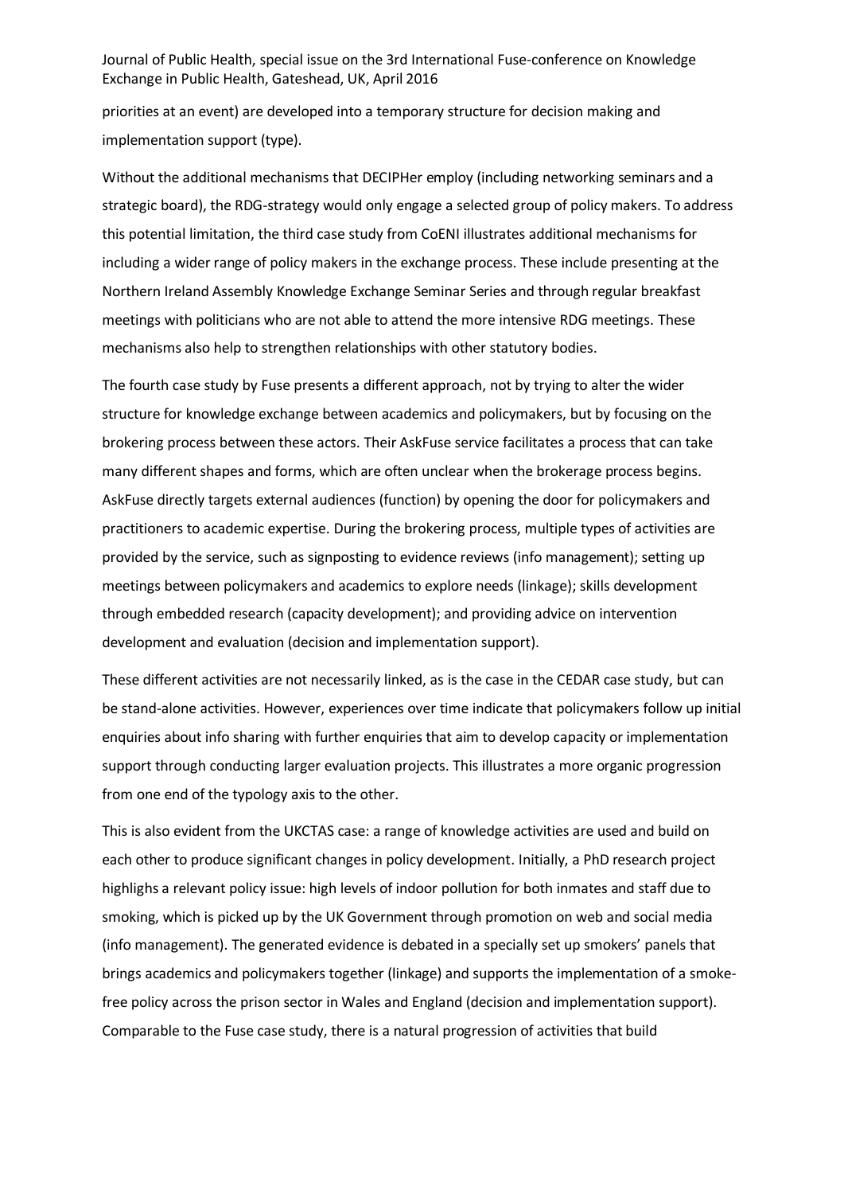priorities at an event) are developed into a temporary structure for decision making and implementation support (type).

Without the additional mechanisms that DECIPHer employ (including networking seminars and a strategic board), the RDG-strategy would only engage a selected group of policy makers. To address this potential limitation, the third case study from CoENI illustrates additional mechanisms for including a wider range of policy makers in the exchange process. These include presenting at the Northern Ireland Assembly Knowledge Exchange Seminar Series and through regular breakfast meetings with politicians who are not able to attend the more intensive RDG meetings. These mechanisms also help to strengthen relationships with other statutory bodies.

The fourth case study by Fuse presents a different approach, not by trying to alter the wider structure for knowledge exchange between academics and policymakers, but by focusing on the brokering process between these actors. Their AskFuse service facilitates a process that can take many different shapes and forms, which are often unclear when the brokerage process begins. AskFuse directly targets external audiences (function) by opening the door for policymakers and practitioners to academic expertise. During the brokering process, multiple types of activities are provided by the service, such as signposting to evidence reviews (info management); setting up meetings between policymakers and academics to explore needs (linkage); skills development through embedded research (capacity development); and providing advice on intervention development and evaluation (decision and implementation support).

These different activities are not necessarily linked, as is the case in the CEDAR case study, but can be stand-alone activities. However, experiences over time indicate that policymakers follow up initial enquiries about info sharing with further enquiries that aim to develop capacity or implementation support through conducting larger evaluation projects. This illustrates a more organic progression from one end of the typology axis to the other.

This is also evident from the UKCTAS case: a range of knowledge activities are used and build on each other to produce significant changes in policy development. Initially, a PhD research project highlighs a relevant policy issue: high levels of indoor pollution for both inmates and staff due to smoking, which is picked up by the UK Government through promotion on web and social media (info management). The generated evidence is debated in a specially set up smokers' panels that brings academics and policymakers together (linkage) and supports the implementation of a smoke-free policy across the prison sector in Wales and England (decision and implementation support). Comparable to the Fuse case study, there is a natural progression of activities that build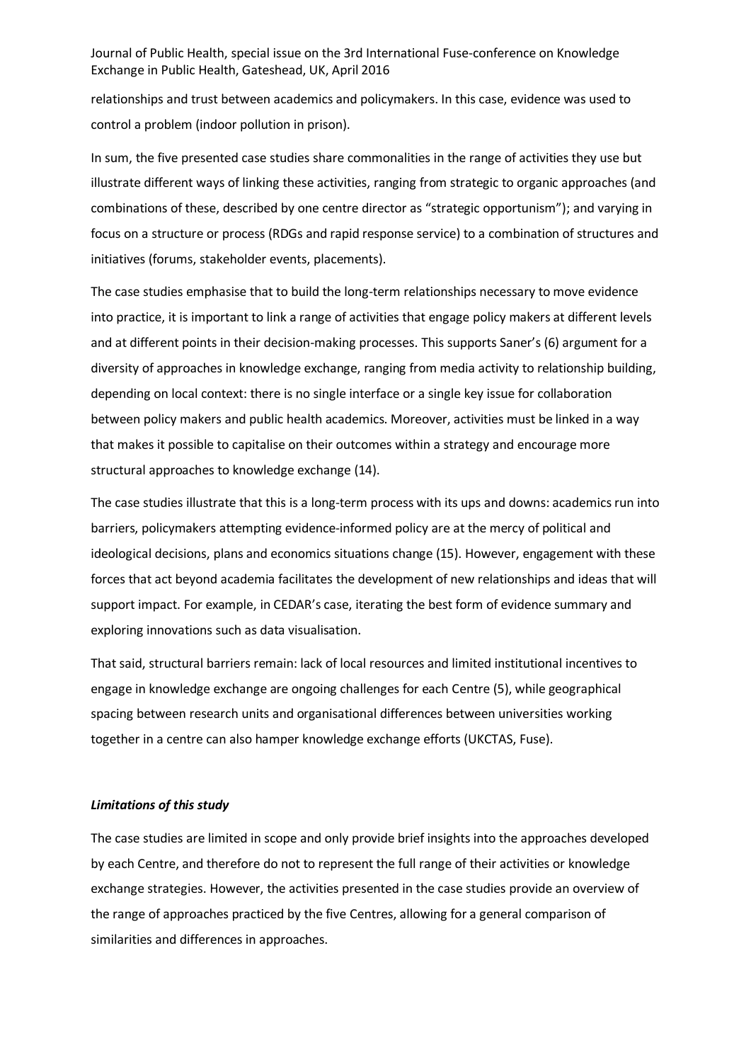relationships and trust between academics and policymakers. In this case, evidence was used to control a problem (indoor pollution in prison).

In sum, the five presented case studies share commonalities in the range of activities they use but illustrate different ways of linking these activities, ranging from strategic to organic approaches (and combinations of these, described by one centre director as "strategic opportunism"); and varying in focus on a structure or process (RDGs and rapid response service) to a combination of structures and initiatives (forums, stakeholder events, placements).

The case studies emphasise that to build the long-term relationships necessary to move evidence into practice, it is important to link a range of activities that engage policy makers at different levels and at different points in their decision-making processes. This supports Saner's (6) argument for a diversity of approaches in knowledge exchange, ranging from media activity to relationship building, depending on local context: there is no single interface or a single key issue for collaboration between policy makers and public health academics. Moreover, activities must be linked in a way that makes it possible to capitalise on their outcomes within a strategy and encourage more structural approaches to knowledge exchange (14).

The case studies illustrate that this is a long-term process with its ups and downs: academics run into barriers, policymakers attempting evidence-informed policy are at the mercy of political and ideological decisions, plans and economics situations change (15). However, engagement with these forces that act beyond academia facilitates the development of new relationships and ideas that will support impact. For example, in CEDAR's case, iterating the best form of evidence summary and exploring innovations such as data visualisation.

That said, structural barriers remain: lack of local resources and limited institutional incentives to engage in knowledge exchange are ongoing challenges for each Centre (5), while geographical spacing between research units and organisational differences between universities working together in a centre can also hamper knowledge exchange efforts (UKCTAS, Fuse).

### *Limitations of this study*

The case studies are limited in scope and only provide brief insights into the approaches developed by each Centre, and therefore do not to represent the full range of their activities or knowledge exchange strategies. However, the activities presented in the case studies provide an overview of the range of approaches practiced by the five Centres, allowing for a general comparison of similarities and differences in approaches.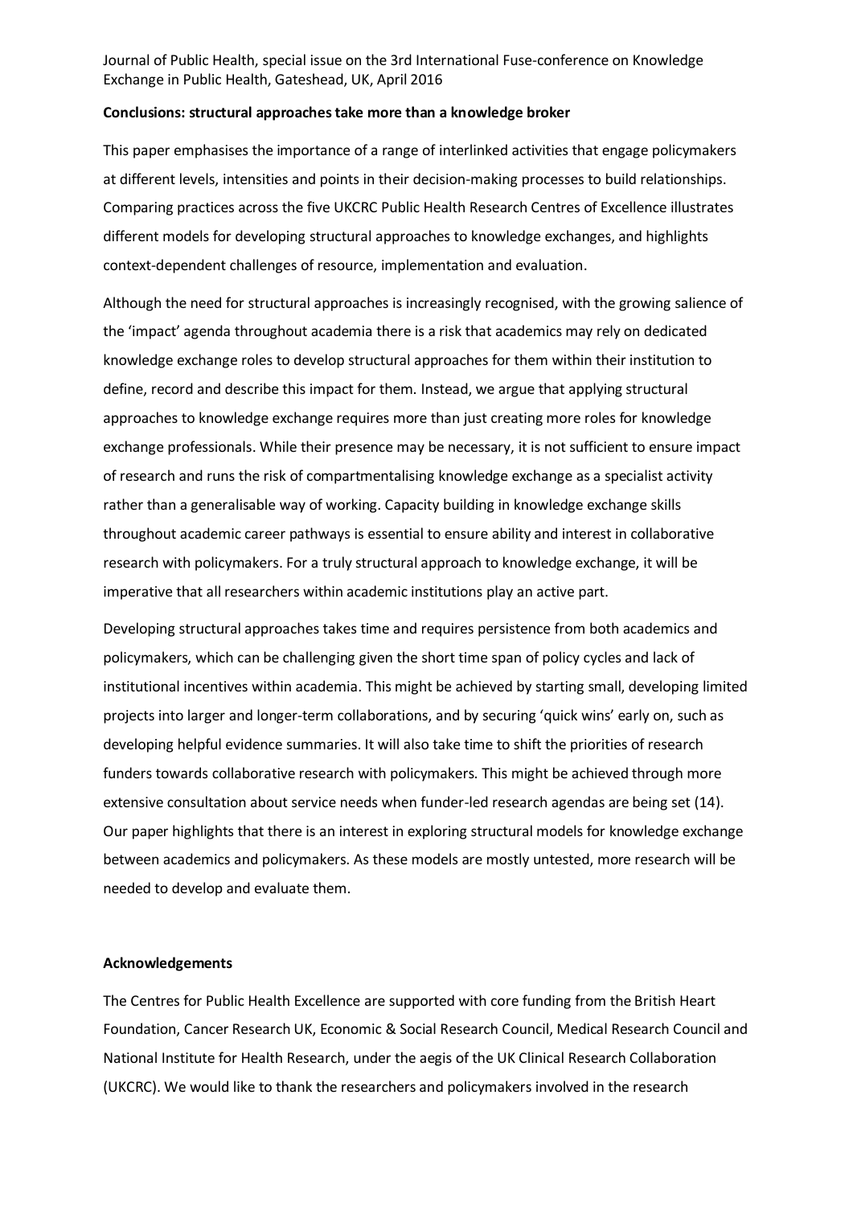**Conclusions: structural approaches take more than a knowledge broker**

This paper emphasises the importance of a range of interlinked activities that engage policymakers at different levels, intensities and points in their decision-making processes to build relationships. Comparing practices across the five UKCRC Public Health Research Centres of Excellence illustrates different models for developing structural approaches to knowledge exchanges, and highlights context-dependent challenges of resource, implementation and evaluation.

Although the need for structural approaches is increasingly recognised, with the growing salience of the 'impact' agenda throughout academia there is a risk that academics may rely on dedicated knowledge exchange roles to develop structural approaches for them within their institution to define, record and describe this impact for them. Instead, we argue that applying structural approaches to knowledge exchange requires more than just creating more roles for knowledge exchange professionals. While their presence may be necessary, it is not sufficient to ensure impact of research and runs the risk of compartmentalising knowledge exchange as a specialist activity rather than a generalisable way of working. Capacity building in knowledge exchange skills throughout academic career pathways is essential to ensure ability and interest in collaborative research with policymakers. For a truly structural approach to knowledge exchange, it will be imperative that all researchers within academic institutions play an active part.

Developing structural approaches takes time and requires persistence from both academics and policymakers, which can be challenging given the short time span of policy cycles and lack of institutional incentives within academia. This might be achieved by starting small, developing limited projects into larger and longer-term collaborations, and by securing 'quick wins' early on, such as developing helpful evidence summaries. It will also take time to shift the priorities of research funders towards collaborative research with policymakers. This might be achieved through more extensive consultation about service needs when funder-led research agendas are being set (14). Our paper highlights that there is an interest in exploring structural models for knowledge exchange between academics and policymakers. As these models are mostly untested, more research will be needed to develop and evaluate them.

**Acknowledgements**

The Centres for Public Health Excellence are supported with core funding from the British Heart Foundation, Cancer Research UK, Economic & Social Research Council, Medical Research Council and National Institute for Health Research, under the aegis of the UK Clinical Research Collaboration (UKCRC). We would like to thank the researchers and policymakers involved in the research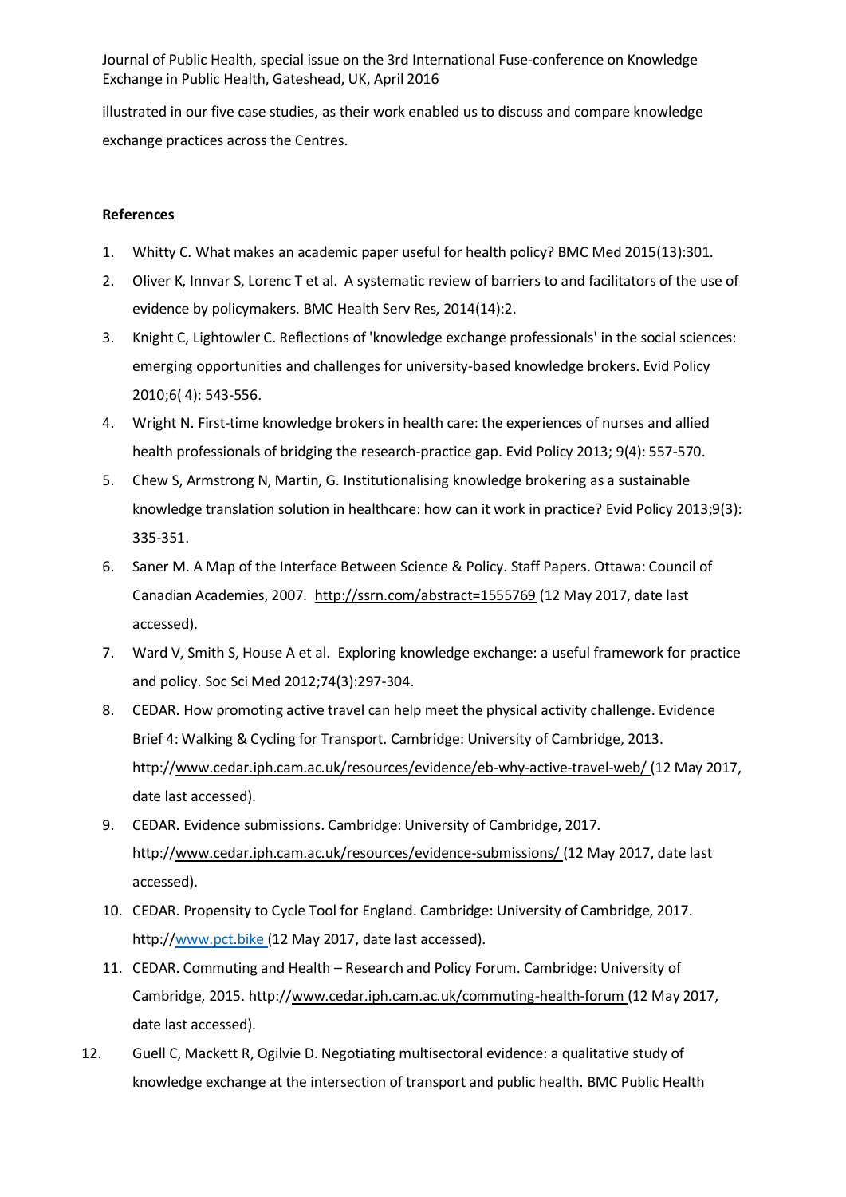illustrated in our five case studies, as their work enabled us to discuss and compare knowledge exchange practices across the Centres.

**References**

1. Whitty C. What makes an academic paper useful for health policy? BMC Med 2015(13):301.
2. Oliver K, Innvar S, Lorenc T et al. A systematic review of barriers to and facilitators of the use of evidence by policymakers. BMC Health Serv Res, 2014(14):2.
3. Knight C, Lightowler C. Reflections of 'knowledge exchange professionals' in the social sciences: emerging opportunities and challenges for university-based knowledge brokers. Evid Policy 2010;6( 4): 543-556.
4. Wright N. First-time knowledge brokers in health care: the experiences of nurses and allied health professionals of bridging the research-practice gap. Evid Policy 2013; 9(4): 557-570.
5. Chew S, Armstrong N, Martin, G. Institutionalising knowledge brokering as a sustainable knowledge translation solution in healthcare: how can it work in practice? Evid Policy 2013;9(3): 335-351.
6. Saner M. A Map of the Interface Between Science & Policy. Staff Papers. Ottawa: Council of Canadian Academies, 2007. http://ssrn.com/abstract=1555769 (12 May 2017, date last accessed).
7. Ward V, Smith S, House A et al. Exploring knowledge exchange: a useful framework for practice and policy. Soc Sci Med 2012;74(3):297-304.
8. CEDAR. How promoting active travel can help meet the physical activity challenge. Evidence Brief 4: Walking & Cycling for Transport. Cambridge: University of Cambridge, 2013. http://www.cedar.iph.cam.ac.uk/resources/evidence/eb-why-active-travel-web/ (12 May 2017, date last accessed).
9. CEDAR. Evidence submissions. Cambridge: University of Cambridge, 2017. http://www.cedar.iph.cam.ac.uk/resources/evidence-submissions/ (12 May 2017, date last accessed).
10. CEDAR. Propensity to Cycle Tool for England. Cambridge: University of Cambridge, 2017. http://www.pct.bike (12 May 2017, date last accessed).
11. CEDAR. Commuting and Health – Research and Policy Forum. Cambridge: University of Cambridge, 2015. http://www.cedar.iph.cam.ac.uk/commuting-health-forum (12 May 2017, date last accessed).
12. Guell C, Mackett R, Ogilvie D. Negotiating multisectoral evidence: a qualitative study of knowledge exchange at the intersection of transport and public health. BMC Public Health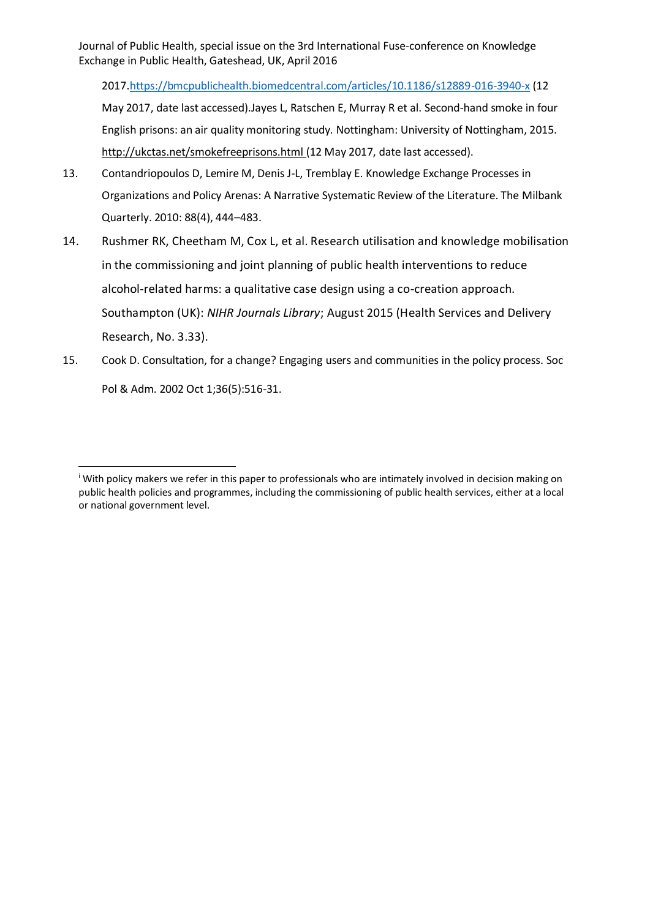2017.https://bmcpublichealth.biomedcentral.com/articles/10.1186/s12889-016-3940-x (12 May 2017, date last accessed).Jayes L, Ratschen E, Murray R et al. Second-hand smoke in four English prisons: an air quality monitoring study. Nottingham: University of Nottingham, 2015. http://ukctas.net/smokefreeprisons.html (12 May 2017, date last accessed).

13. Contandriopoulos D, Lemire M, Denis J-L, Tremblay E. Knowledge Exchange Processes in Organizations and Policy Arenas: A Narrative Systematic Review of the Literature. The Milbank Quarterly. 2010: 88(4), 444–483.
14. Rushmer RK, Cheetham M, Cox L, et al. Research utilisation and knowledge mobilisation in the commissioning and joint planning of public health interventions to reduce alcohol-related harms: a qualitative case design using a co-creation approach. Southampton (UK): *NIHR Journals Library*; August 2015 (Health Services and Delivery Research, No. 3.33).
15. Cook D. Consultation, for a change? Engaging users and communities in the policy process. Soc Pol & Adm. 2002 Oct 1;36(5):516-31.

---

[i] With policy makers we refer in this paper to professionals who are intimately involved in decision making on public health policies and programmes, including the commissioning of public health services, either at a local or national government level.